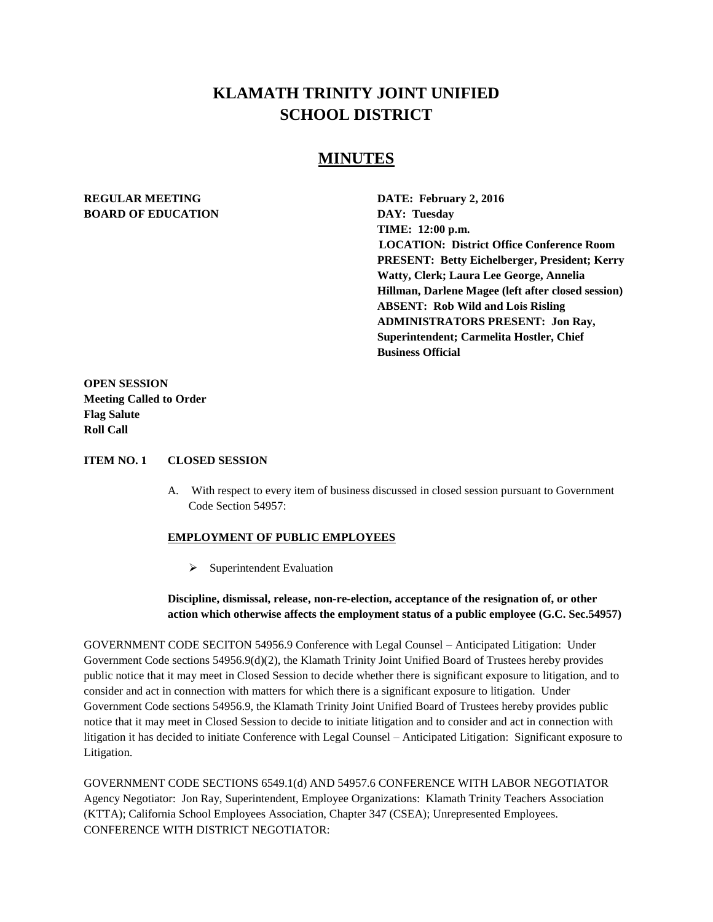# KLAMATH TRINITY JOINT UNIFIED SCHOOL DISTRICT

## MINUTES

**REGULAR MEETING**
**BOARD OF EDUCATION**

**DATE: February 2, 2016**
**DAY: Tuesday**
**TIME: 12:00 p.m.**
**LOCATION: District Office Conference Room**
**PRESENT: Betty Eichelberger, President; Kerry Watty, Clerk; Laura Lee George, Annelia Hillman, Darlene Magee (left after closed session)**
**ABSENT: Rob Wild and Lois Risling**
**ADMINISTRATORS PRESENT: Jon Ray, Superintendent; Carmelita Hostler, Chief Business Official**

**OPEN SESSION**
**Meeting Called to Order**
**Flag Salute**
**Roll Call**

**ITEM NO. 1 CLOSED SESSION**

A. With respect to every item of business discussed in closed session pursuant to Government Code Section 54957:

**EMPLOYMENT OF PUBLIC EMPLOYEES**

- Superintendent Evaluation

**Discipline, dismissal, release, non-re-election, acceptance of the resignation of, or other action which otherwise affects the employment status of a public employee (G.C. Sec.54957)**

GOVERNMENT CODE SECITON 54956.9 Conference with Legal Counsel – Anticipated Litigation: Under Government Code sections 54956.9(d)(2), the Klamath Trinity Joint Unified Board of Trustees hereby provides public notice that it may meet in Closed Session to decide whether there is significant exposure to litigation, and to consider and act in connection with matters for which there is a significant exposure to litigation. Under Government Code sections 54956.9, the Klamath Trinity Joint Unified Board of Trustees hereby provides public notice that it may meet in Closed Session to decide to initiate litigation and to consider and act in connection with litigation it has decided to initiate Conference with Legal Counsel – Anticipated Litigation: Significant exposure to Litigation.

GOVERNMENT CODE SECTIONS 6549.1(d) AND 54957.6 CONFERENCE WITH LABOR NEGOTIATOR Agency Negotiator: Jon Ray, Superintendent, Employee Organizations: Klamath Trinity Teachers Association (KTTA); California School Employees Association, Chapter 347 (CSEA); Unrepresented Employees. CONFERENCE WITH DISTRICT NEGOTIATOR: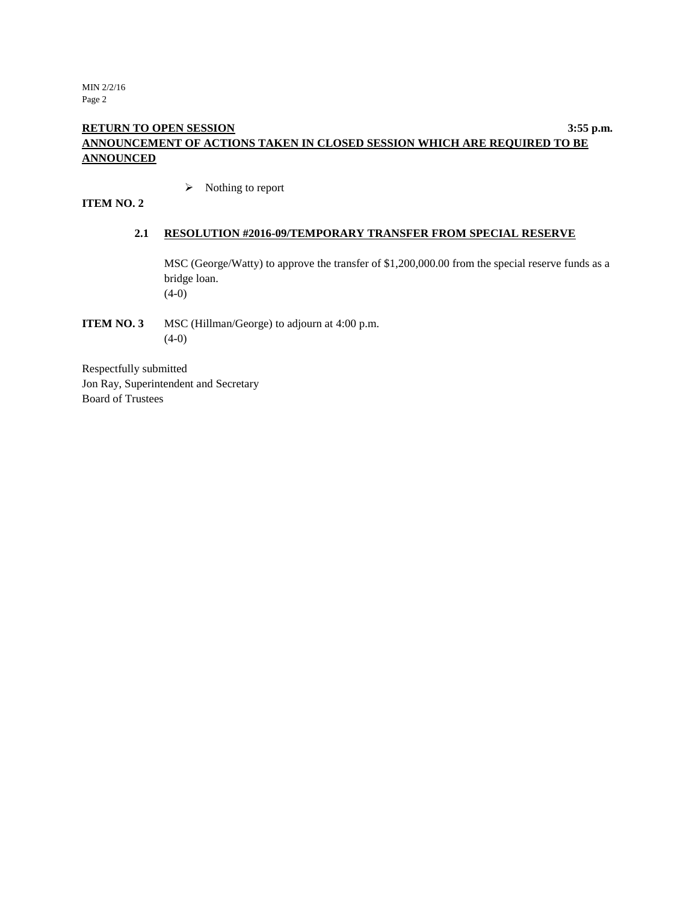**RETURN TO OPEN SESSION** **3:55 p.m.**

**ANNOUNCEMENT OF ACTIONS TAKEN IN CLOSED SESSION WHICH ARE REQUIRED TO BE ANNOUNCED**

- Nothing to report

**ITEM NO. 2**

**2.1 RESOLUTION #2016-09/TEMPORARY TRANSFER FROM SPECIAL RESERVE**

MSC (George/Watty) to approve the transfer of $1,200,000.00 from the special reserve funds as a bridge loan.
(4-0)

**ITEM NO. 3** MSC (Hillman/George) to adjourn at 4:00 p.m.
(4-0)

Respectfully submitted
Jon Ray, Superintendent and Secretary
Board of Trustees